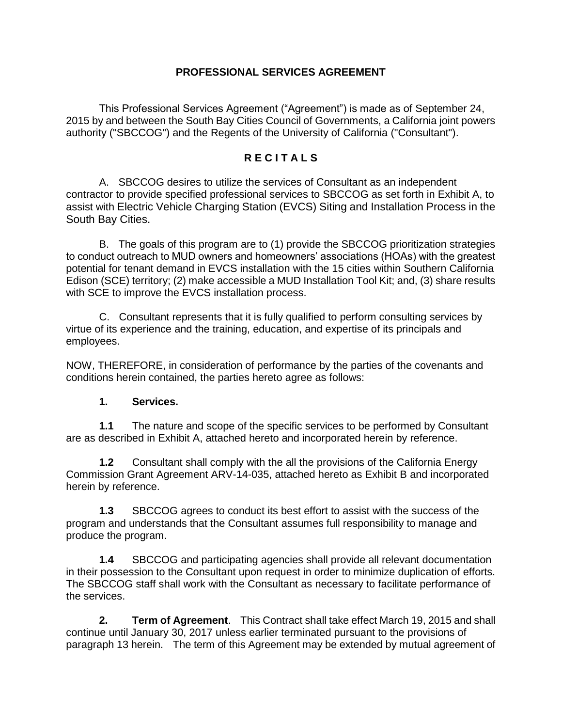# PROFESSIONAL SERVICES AGREEMENT

This Professional Services Agreement ("Agreement") is made as of September 24, 2015 by and between the South Bay Cities Council of Governments, a California joint powers authority ("SBCCOG") and the Regents of the University of California ("Consultant").

## R E C I T A L S

A. SBCCOG desires to utilize the services of Consultant as an independent contractor to provide specified professional services to SBCCOG as set forth in Exhibit A, to assist with Electric Vehicle Charging Station (EVCS) Siting and Installation Process in the South Bay Cities.

B. The goals of this program are to (1) provide the SBCCOG prioritization strategies to conduct outreach to MUD owners and homeowners' associations (HOAs) with the greatest potential for tenant demand in EVCS installation with the 15 cities within Southern California Edison (SCE) territory; (2) make accessible a MUD Installation Tool Kit; and, (3) share results with SCE to improve the EVCS installation process.

C. Consultant represents that it is fully qualified to perform consulting services by virtue of its experience and the training, education, and expertise of its principals and employees.

NOW, THEREFORE, in consideration of performance by the parties of the covenants and conditions herein contained, the parties hereto agree as follows:

**1. Services.**

**1.1** The nature and scope of the specific services to be performed by Consultant are as described in Exhibit A, attached hereto and incorporated herein by reference.

**1.2** Consultant shall comply with the all the provisions of the California Energy Commission Grant Agreement ARV-14-035, attached hereto as Exhibit B and incorporated herein by reference.

**1.3** SBCCOG agrees to conduct its best effort to assist with the success of the program and understands that the Consultant assumes full responsibility to manage and produce the program.

**1.4** SBCCOG and participating agencies shall provide all relevant documentation in their possession to the Consultant upon request in order to minimize duplication of efforts. The SBCCOG staff shall work with the Consultant as necessary to facilitate performance of the services.

**2. Term of Agreement**. This Contract shall take effect March 19, 2015 and shall continue until January 30, 2017 unless earlier terminated pursuant to the provisions of paragraph 13 herein. The term of this Agreement may be extended by mutual agreement of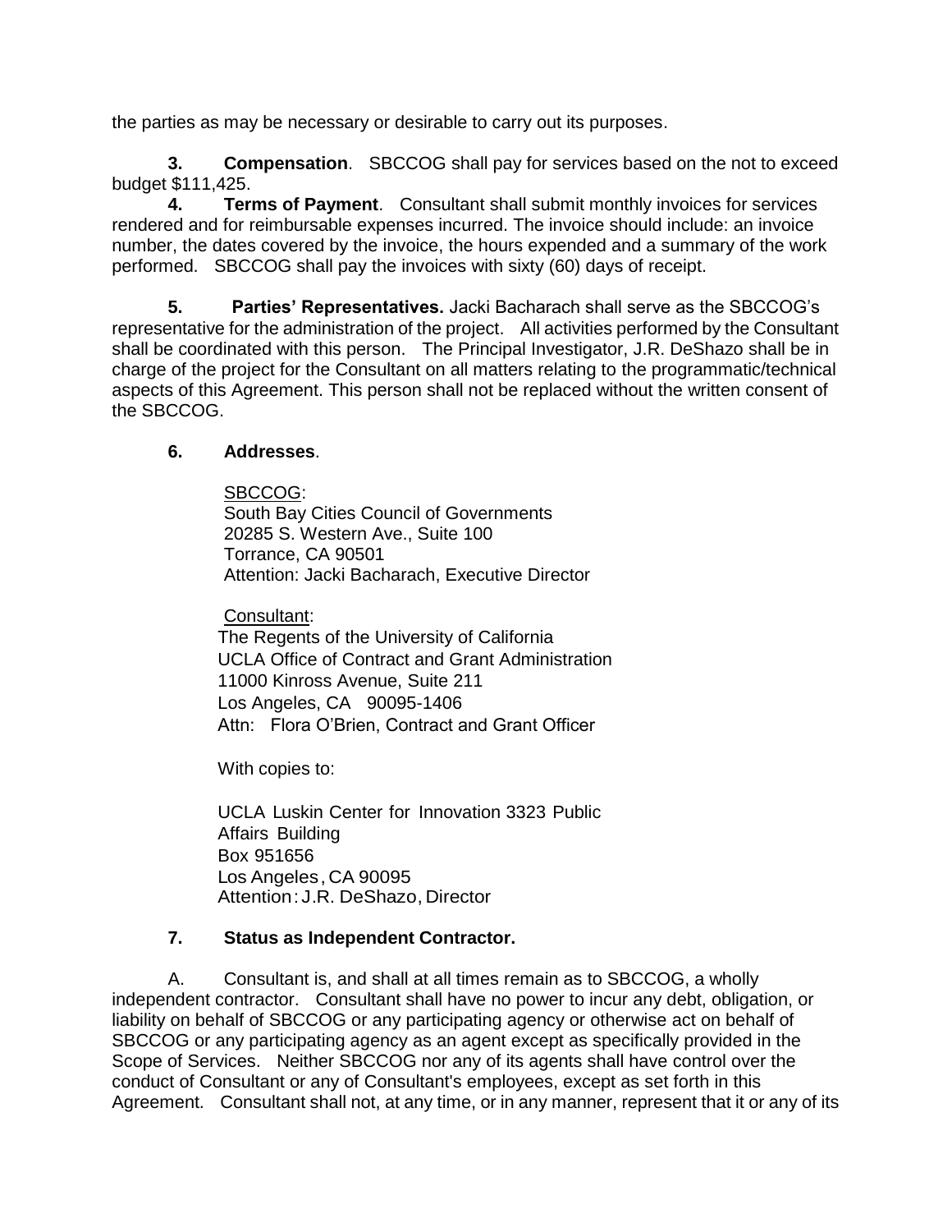the parties as may be necessary or desirable to carry out its purposes.

**3. Compensation**. SBCCOG shall pay for services based on the not to exceed budget $111,425.

**4. Terms of Payment**. Consultant shall submit monthly invoices for services rendered and for reimbursable expenses incurred. The invoice should include: an invoice number, the dates covered by the invoice, the hours expended and a summary of the work performed. SBCCOG shall pay the invoices with sixty (60) days of receipt.

**5. Parties' Representatives.** Jacki Bacharach shall serve as the SBCCOG's representative for the administration of the project. All activities performed by the Consultant shall be coordinated with this person. The Principal Investigator, J.R. DeShazo shall be in charge of the project for the Consultant on all matters relating to the programmatic/technical aspects of this Agreement. This person shall not be replaced without the written consent of the SBCCOG.

**6. Addresses**.

SBCCOG:
South Bay Cities Council of Governments
20285 S. Western Ave., Suite 100
Torrance, CA 90501
Attention: Jacki Bacharach, Executive Director

Consultant:
The Regents of the University of California
UCLA Office of Contract and Grant Administration
11000 Kinross Avenue, Suite 211
Los Angeles, CA 90095-1406
Attn: Flora O'Brien, Contract and Grant Officer

With copies to:

UCLA Luskin Center for Innovation 3323 Public Affairs Building
Box 951656
Los Angeles, CA 90095
Attention: J.R. DeShazo, Director

**7. Status as Independent Contractor.**

A. Consultant is, and shall at all times remain as to SBCCOG, a wholly independent contractor. Consultant shall have no power to incur any debt, obligation, or liability on behalf of SBCCOG or any participating agency or otherwise act on behalf of SBCCOG or any participating agency as an agent except as specifically provided in the Scope of Services. Neither SBCCOG nor any of its agents shall have control over the conduct of Consultant or any of Consultant's employees, except as set forth in this Agreement. Consultant shall not, at any time, or in any manner, represent that it or any of its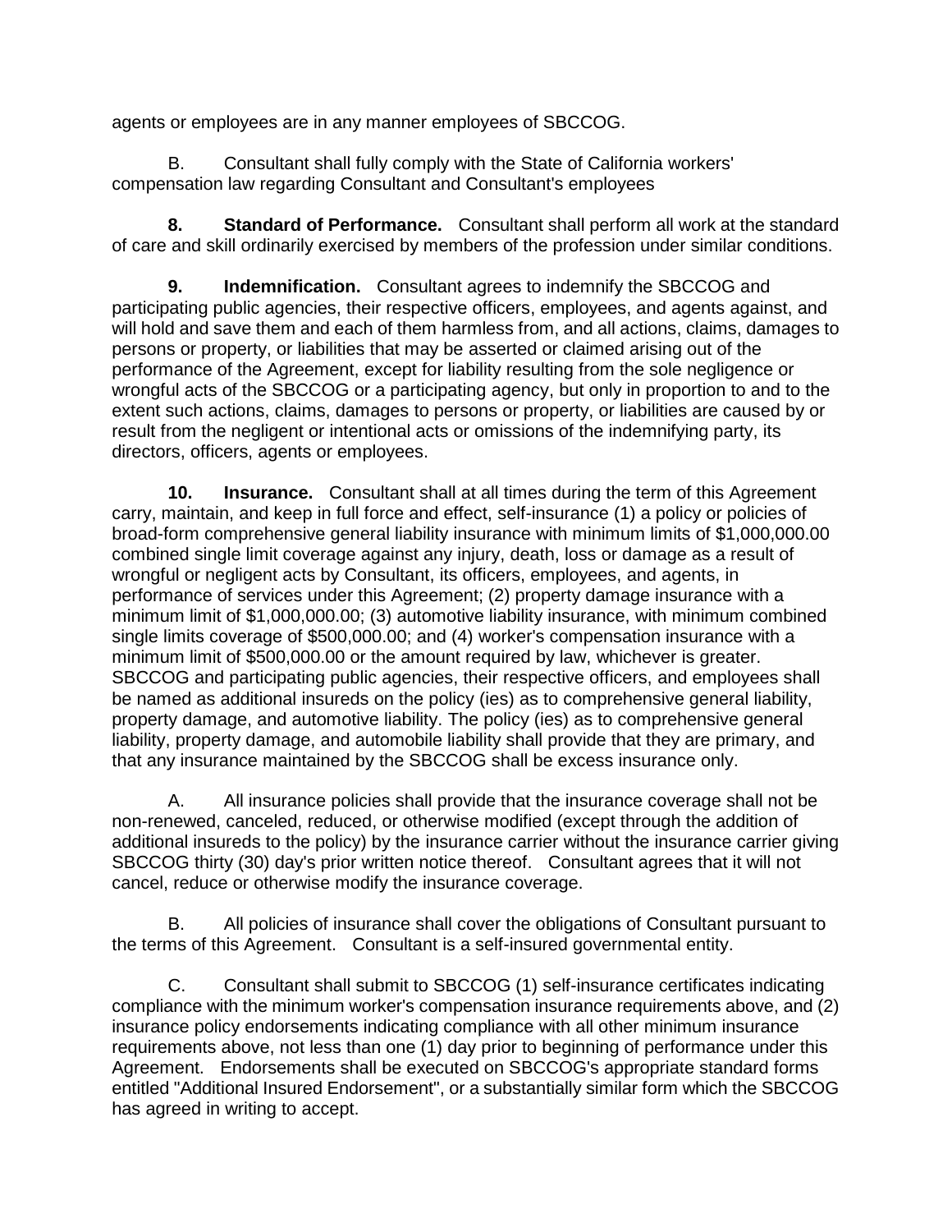agents or employees are in any manner employees of SBCCOG.

B. Consultant shall fully comply with the State of California workers' compensation law regarding Consultant and Consultant's employees

**8. Standard of Performance.** Consultant shall perform all work at the standard of care and skill ordinarily exercised by members of the profession under similar conditions.

**9. Indemnification.** Consultant agrees to indemnify the SBCCOG and participating public agencies, their respective officers, employees, and agents against, and will hold and save them and each of them harmless from, and all actions, claims, damages to persons or property, or liabilities that may be asserted or claimed arising out of the performance of the Agreement, except for liability resulting from the sole negligence or wrongful acts of the SBCCOG or a participating agency, but only in proportion to and to the extent such actions, claims, damages to persons or property, or liabilities are caused by or result from the negligent or intentional acts or omissions of the indemnifying party, its directors, officers, agents or employees.

**10. Insurance.** Consultant shall at all times during the term of this Agreement carry, maintain, and keep in full force and effect, self-insurance (1) a policy or policies of broad-form comprehensive general liability insurance with minimum limits of $1,000,000.00 combined single limit coverage against any injury, death, loss or damage as a result of wrongful or negligent acts by Consultant, its officers, employees, and agents, in performance of services under this Agreement; (2) property damage insurance with a minimum limit of $1,000,000.00; (3) automotive liability insurance, with minimum combined single limits coverage of $500,000.00; and (4) worker's compensation insurance with a minimum limit of $500,000.00 or the amount required by law, whichever is greater. SBCCOG and participating public agencies, their respective officers, and employees shall be named as additional insureds on the policy (ies) as to comprehensive general liability, property damage, and automotive liability. The policy (ies) as to comprehensive general liability, property damage, and automobile liability shall provide that they are primary, and that any insurance maintained by the SBCCOG shall be excess insurance only.

A. All insurance policies shall provide that the insurance coverage shall not be non-renewed, canceled, reduced, or otherwise modified (except through the addition of additional insureds to the policy) by the insurance carrier without the insurance carrier giving SBCCOG thirty (30) day's prior written notice thereof. Consultant agrees that it will not cancel, reduce or otherwise modify the insurance coverage.

B. All policies of insurance shall cover the obligations of Consultant pursuant to the terms of this Agreement. Consultant is a self-insured governmental entity.

C. Consultant shall submit to SBCCOG (1) self-insurance certificates indicating compliance with the minimum worker's compensation insurance requirements above, and (2) insurance policy endorsements indicating compliance with all other minimum insurance requirements above, not less than one (1) day prior to beginning of performance under this Agreement. Endorsements shall be executed on SBCCOG's appropriate standard forms entitled "Additional Insured Endorsement", or a substantially similar form which the SBCCOG has agreed in writing to accept.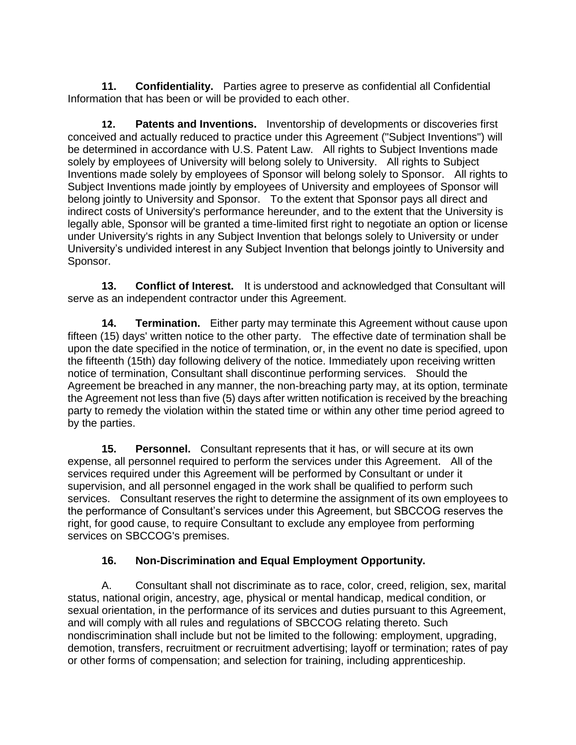**11. Confidentiality.** Parties agree to preserve as confidential all Confidential Information that has been or will be provided to each other.

**12. Patents and Inventions.** Inventorship of developments or discoveries first conceived and actually reduced to practice under this Agreement ("Subject Inventions") will be determined in accordance with U.S. Patent Law. All rights to Subject Inventions made solely by employees of University will belong solely to University. All rights to Subject Inventions made solely by employees of Sponsor will belong solely to Sponsor. All rights to Subject Inventions made jointly by employees of University and employees of Sponsor will belong jointly to University and Sponsor. To the extent that Sponsor pays all direct and indirect costs of University's performance hereunder, and to the extent that the University is legally able, Sponsor will be granted a time-limited first right to negotiate an option or license under University's rights in any Subject Invention that belongs solely to University or under University's undivided interest in any Subject Invention that belongs jointly to University and Sponsor.

**13. Conflict of Interest.** It is understood and acknowledged that Consultant will serve as an independent contractor under this Agreement.

**14. Termination.** Either party may terminate this Agreement without cause upon fifteen (15) days' written notice to the other party. The effective date of termination shall be upon the date specified in the notice of termination, or, in the event no date is specified, upon the fifteenth (15th) day following delivery of the notice. Immediately upon receiving written notice of termination, Consultant shall discontinue performing services. Should the Agreement be breached in any manner, the non-breaching party may, at its option, terminate the Agreement not less than five (5) days after written notification is received by the breaching party to remedy the violation within the stated time or within any other time period agreed to by the parties.

**15. Personnel.** Consultant represents that it has, or will secure at its own expense, all personnel required to perform the services under this Agreement. All of the services required under this Agreement will be performed by Consultant or under it supervision, and all personnel engaged in the work shall be qualified to perform such services. Consultant reserves the right to determine the assignment of its own employees to the performance of Consultant's services under this Agreement, but SBCCOG reserves the right, for good cause, to require Consultant to exclude any employee from performing services on SBCCOG's premises.

**16. Non-Discrimination and Equal Employment Opportunity.**

A. Consultant shall not discriminate as to race, color, creed, religion, sex, marital status, national origin, ancestry, age, physical or mental handicap, medical condition, or sexual orientation, in the performance of its services and duties pursuant to this Agreement, and will comply with all rules and regulations of SBCCOG relating thereto. Such nondiscrimination shall include but not be limited to the following: employment, upgrading, demotion, transfers, recruitment or recruitment advertising; layoff or termination; rates of pay or other forms of compensation; and selection for training, including apprenticeship.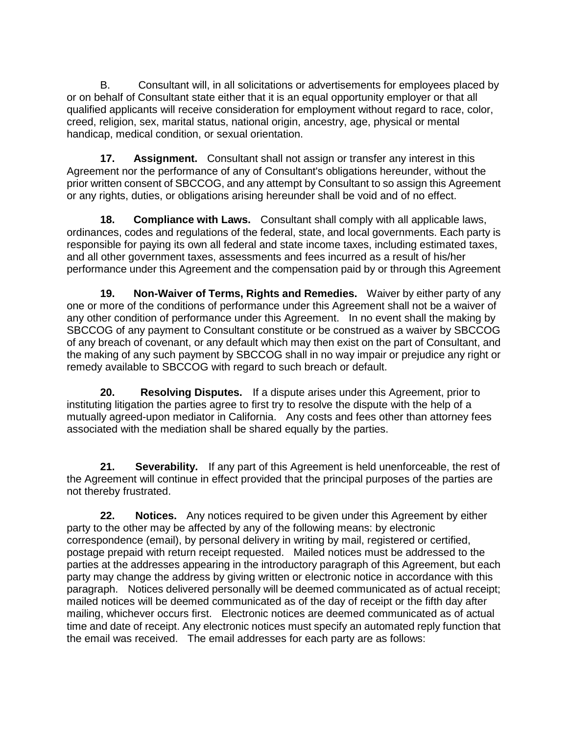B. Consultant will, in all solicitations or advertisements for employees placed by or on behalf of Consultant state either that it is an equal opportunity employer or that all qualified applicants will receive consideration for employment without regard to race, color, creed, religion, sex, marital status, national origin, ancestry, age, physical or mental handicap, medical condition, or sexual orientation.

**17. Assignment.** Consultant shall not assign or transfer any interest in this Agreement nor the performance of any of Consultant's obligations hereunder, without the prior written consent of SBCCOG, and any attempt by Consultant to so assign this Agreement or any rights, duties, or obligations arising hereunder shall be void and of no effect.

**18. Compliance with Laws.** Consultant shall comply with all applicable laws, ordinances, codes and regulations of the federal, state, and local governments. Each party is responsible for paying its own all federal and state income taxes, including estimated taxes, and all other government taxes, assessments and fees incurred as a result of his/her performance under this Agreement and the compensation paid by or through this Agreement

**19. Non-Waiver of Terms, Rights and Remedies.** Waiver by either party of any one or more of the conditions of performance under this Agreement shall not be a waiver of any other condition of performance under this Agreement. In no event shall the making by SBCCOG of any payment to Consultant constitute or be construed as a waiver by SBCCOG of any breach of covenant, or any default which may then exist on the part of Consultant, and the making of any such payment by SBCCOG shall in no way impair or prejudice any right or remedy available to SBCCOG with regard to such breach or default.

**20. Resolving Disputes.** If a dispute arises under this Agreement, prior to instituting litigation the parties agree to first try to resolve the dispute with the help of a mutually agreed-upon mediator in California. Any costs and fees other than attorney fees associated with the mediation shall be shared equally by the parties.

**21. Severability.** If any part of this Agreement is held unenforceable, the rest of the Agreement will continue in effect provided that the principal purposes of the parties are not thereby frustrated.

**22. Notices.** Any notices required to be given under this Agreement by either party to the other may be affected by any of the following means: by electronic correspondence (email), by personal delivery in writing by mail, registered or certified, postage prepaid with return receipt requested. Mailed notices must be addressed to the parties at the addresses appearing in the introductory paragraph of this Agreement, but each party may change the address by giving written or electronic notice in accordance with this paragraph. Notices delivered personally will be deemed communicated as of actual receipt; mailed notices will be deemed communicated as of the day of receipt or the fifth day after mailing, whichever occurs first. Electronic notices are deemed communicated as of actual time and date of receipt. Any electronic notices must specify an automated reply function that the email was received. The email addresses for each party are as follows: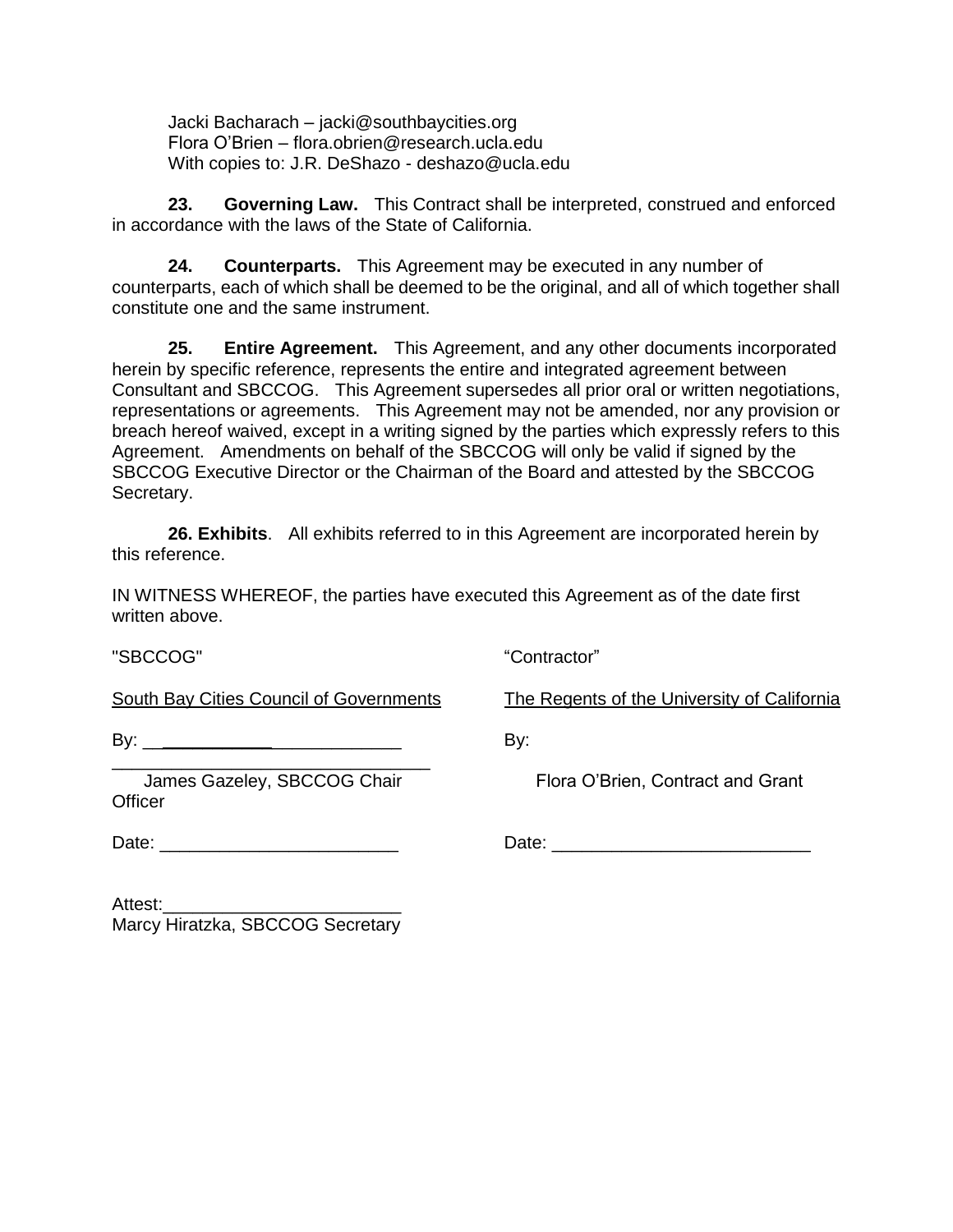Jacki Bacharach – jacki@southbaycities.org
Flora O'Brien – flora.obrien@research.ucla.edu
With copies to: J.R. DeShazo - deshazo@ucla.edu

**23. Governing Law.** This Contract shall be interpreted, construed and enforced in accordance with the laws of the State of California.

**24. Counterparts.** This Agreement may be executed in any number of counterparts, each of which shall be deemed to be the original, and all of which together shall constitute one and the same instrument.

**25. Entire Agreement.** This Agreement, and any other documents incorporated herein by specific reference, represents the entire and integrated agreement between Consultant and SBCCOG. This Agreement supersedes all prior oral or written negotiations, representations or agreements. This Agreement may not be amended, nor any provision or breach hereof waived, except in a writing signed by the parties which expressly refers to this Agreement. Amendments on behalf of the SBCCOG will only be valid if signed by the SBCCOG Executive Director or the Chairman of the Board and attested by the SBCCOG Secretary.

**26. Exhibits**. All exhibits referred to in this Agreement are incorporated herein by this reference.

IN WITNESS WHEREOF, the parties have executed this Agreement as of the date first written above.

"SBCCOG"

South Bay Cities Council of Governments

By: ___________________________

James Gazeley, SBCCOG Chair

Date: ________________________

Attest:________________________
Marcy Hiratzka, SBCCOG Secretary

"Contractor"

The Regents of the University of California

By:

Flora O'Brien, Contract and Grant Officer

Date: __________________________